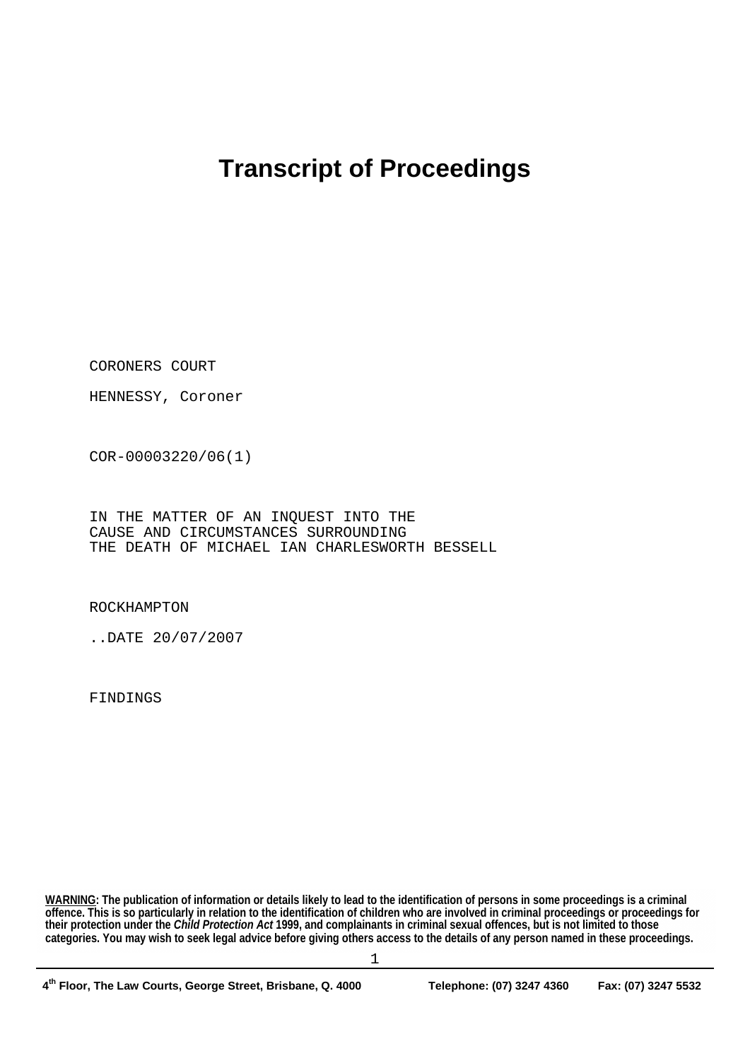# Transcript of Proceedings

CORONERS COURT

HENNESSY, Coroner

COR-00003220/06(1)

IN THE MATTER OF AN INQUEST INTO THE
CAUSE AND CIRCUMSTANCES SURROUNDING
THE DEATH OF MICHAEL IAN CHARLESWORTH BESSELL

ROCKHAMPTON

..DATE 20/07/2007

FINDINGS

**WARNING**: The publication of information or details likely to lead to the identification of persons in some proceedings is a criminal offence. This is so particularly in relation to the identification of children who are involved in criminal proceedings or proceedings for their protection under the ***Child Protection Act*** **1999, and complainants in criminal sexual offences, but is not limited to those categories. You may wish to seek legal advice before giving others access to the details of any person named in these proceedings.**

4th Floor, The Law Courts, George Street, Brisbane, Q. 4000 Telephone: (07) 3247 4360 Fax: (07) 3247 5532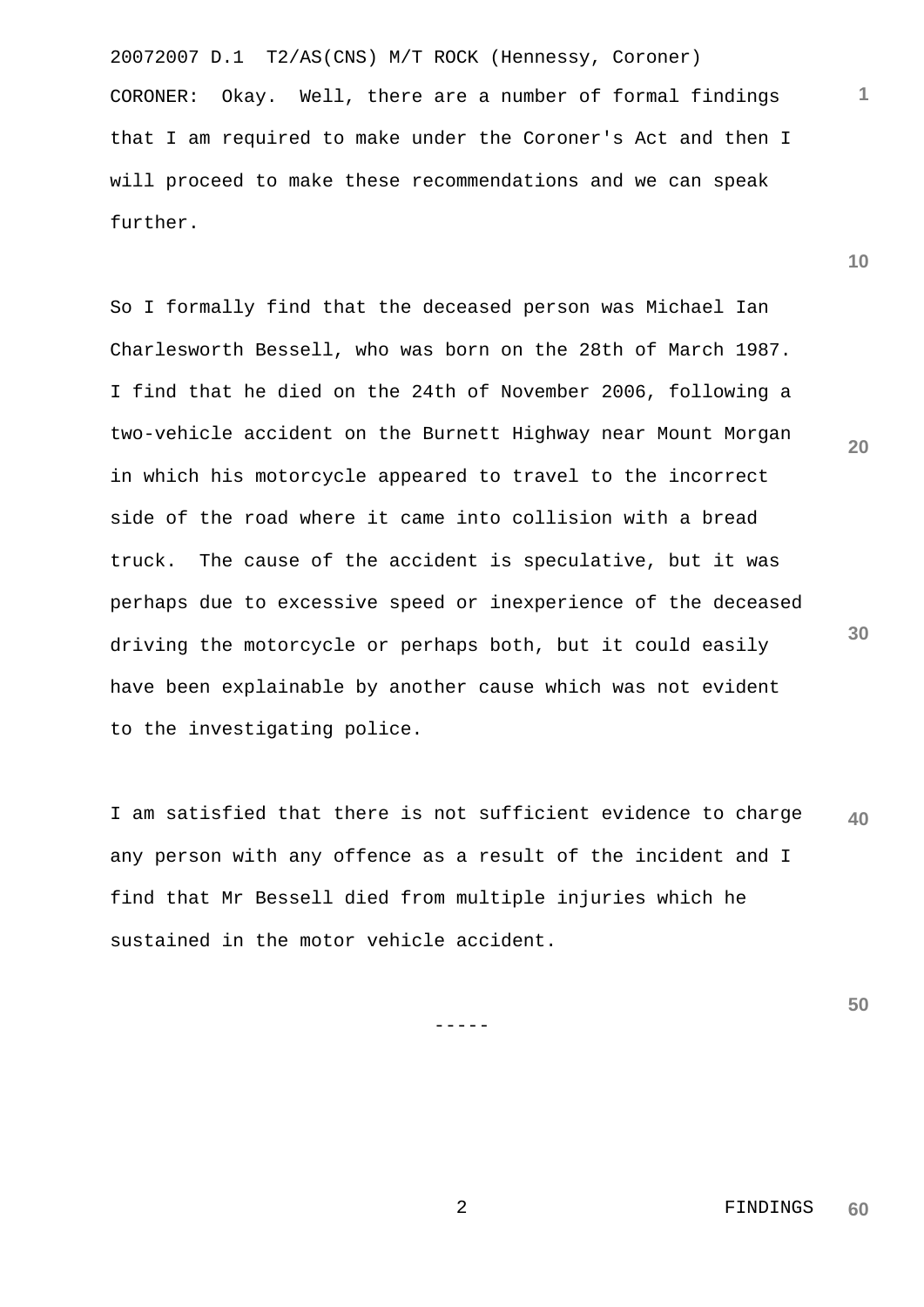CORONER: Okay. Well, there are a number of formal findings that I am required to make under the Coroner's Act and then I will proceed to make these recommendations and we can speak further.

So I formally find that the deceased person was Michael Ian Charlesworth Bessell, who was born on the 28th of March 1987. I find that he died on the 24th of November 2006, following a two-vehicle accident on the Burnett Highway near Mount Morgan in which his motorcycle appeared to travel to the incorrect side of the road where it came into collision with a bread truck. The cause of the accident is speculative, but it was perhaps due to excessive speed or inexperience of the deceased driving the motorcycle or perhaps both, but it could easily have been explainable by another cause which was not evident to the investigating police.

I am satisfied that there is not sufficient evidence to charge any person with any offence as a result of the incident and I find that Mr Bessell died from multiple injuries which he sustained in the motor vehicle accident.

-----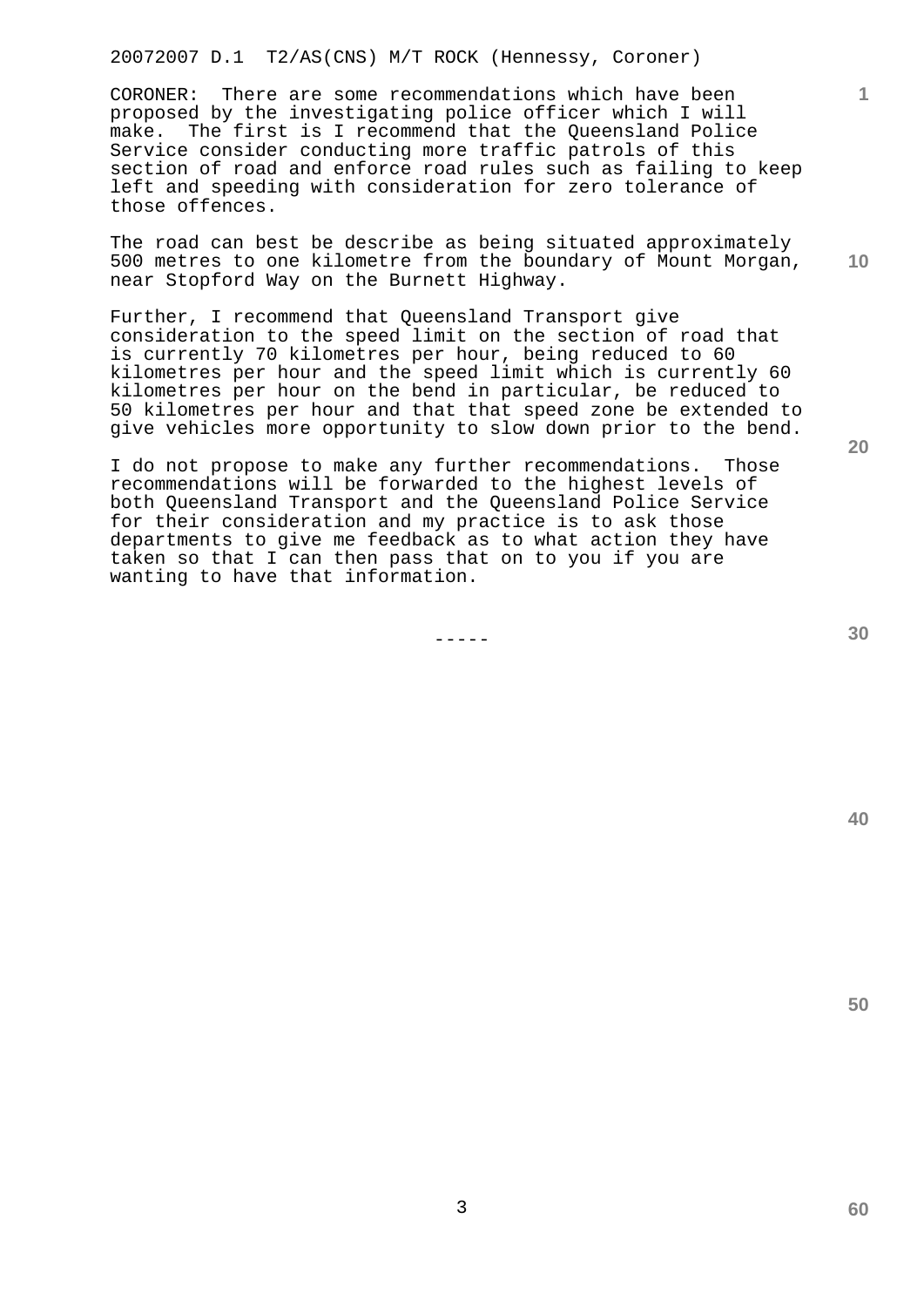CORONER: There are some recommendations which have been proposed by the investigating police officer which I will make. The first is I recommend that the Queensland Police Service consider conducting more traffic patrols of this section of road and enforce road rules such as failing to keep left and speeding with consideration for zero tolerance of those offences.

The road can best be describe as being situated approximately 500 metres to one kilometre from the boundary of Mount Morgan, near Stopford Way on the Burnett Highway.

Further, I recommend that Queensland Transport give consideration to the speed limit on the section of road that is currently 70 kilometres per hour, being reduced to 60 kilometres per hour and the speed limit which is currently 60 kilometres per hour on the bend in particular, be reduced to 50 kilometres per hour and that that speed zone be extended to give vehicles more opportunity to slow down prior to the bend.

I do not propose to make any further recommendations. Those recommendations will be forwarded to the highest levels of both Queensland Transport and the Queensland Police Service for their consideration and my practice is to ask those departments to give me feedback as to what action they have taken so that I can then pass that on to you if you are wanting to have that information.

-----